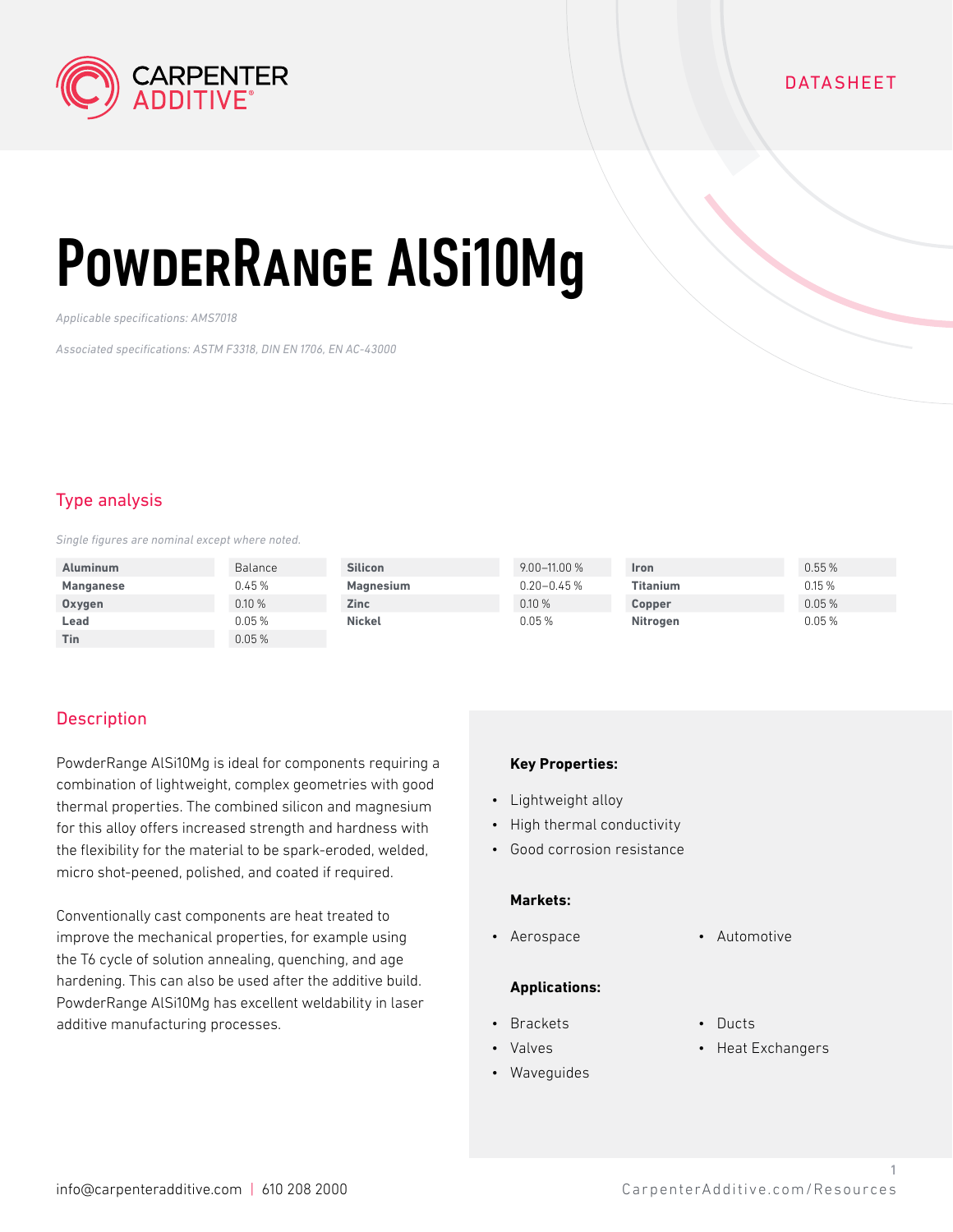DATASHEET

# PowderRange AlSi10Mg

*Applicable specifications: AMS7018*

*Associated specifications: ASTM F3318, DIN EN 1706, EN AC-43000*

## Type analysis

*Single figures are nominal except where noted.*

| | | | | | |
|---|---|---|---|---|---|
| **Aluminum** | Balance | **Silicon** | 9.00–11.00 % | **Iron** | 0.55 % |
| **Manganese** | 0.45 % | **Magnesium** | 0.20–0.45 % | **Titanium** | 0.15 % |
| **Oxygen** | 0.10 % | **Zinc** | 0.10 % | **Copper** | 0.05 % |
| **Lead** | 0.05 % | **Nickel** | 0.05 % | **Nitrogen** | 0.05 % |
| **Tin** | 0.05 % | | | | |

## Description

PowderRange AlSi10Mg is ideal for components requiring a combination of lightweight, complex geometries with good thermal properties. The combined silicon and magnesium for this alloy offers increased strength and hardness with the flexibility for the material to be spark-eroded, welded, micro shot-peened, polished, and coated if required.

Conventionally cast components are heat treated to improve the mechanical properties, for example using the T6 cycle of solution annealing, quenching, and age hardening. This can also be used after the additive build. PowderRange AlSi10Mg has excellent weldability in laser additive manufacturing processes.

**Key Properties:**

- Lightweight alloy
- High thermal conductivity
- Good corrosion resistance

**Markets:**

- Aerospace
- Automotive

**Applications:**

- Brackets
- Valves
- Waveguides
- Ducts
- Heat Exchangers

info@carpenteradditive.com | 610 208 2000

CarpenterAdditive.com/Resources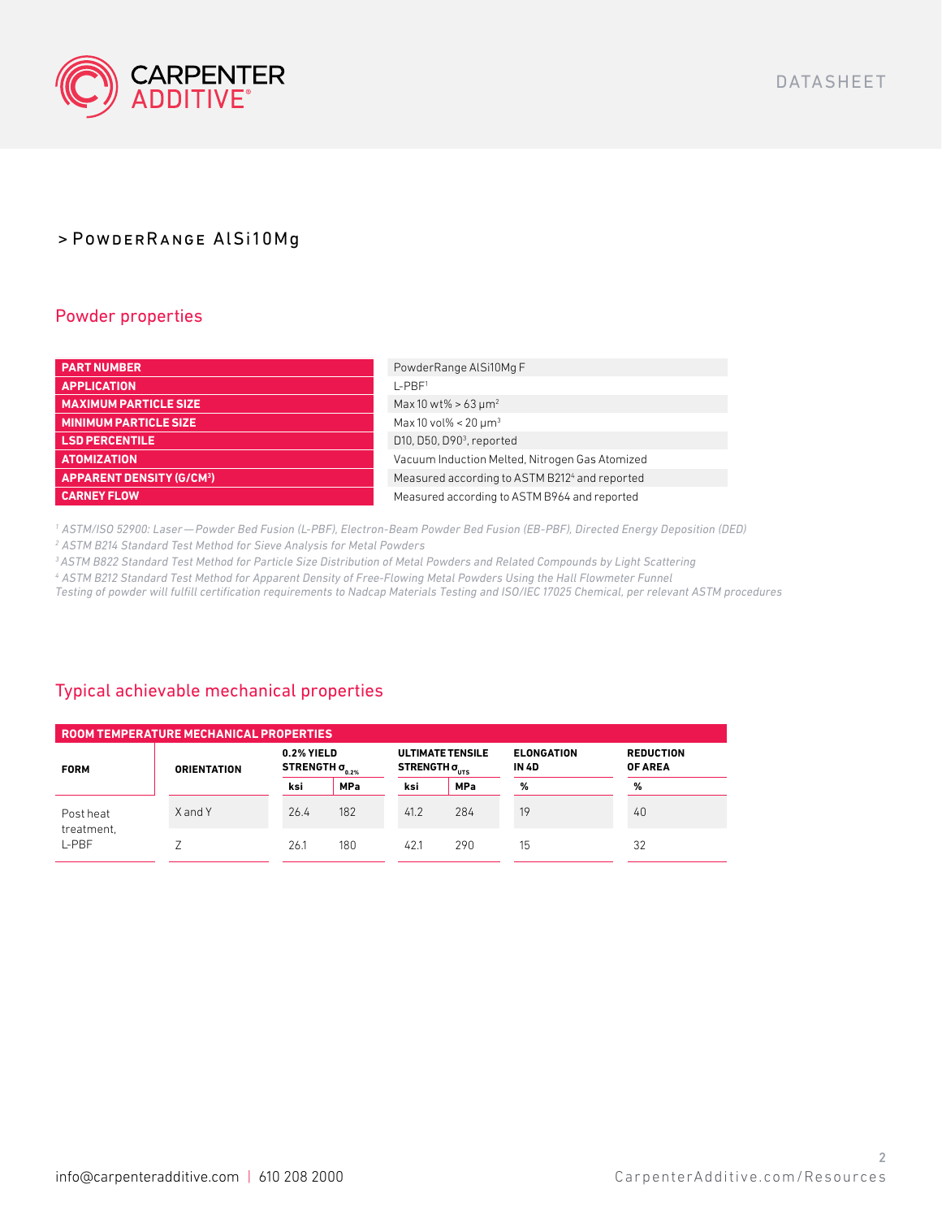# > PowderRange AlSi10Mg

## Powder properties

| | |
|---|---|
| **PART NUMBER** | PowderRange AlSi10Mg F |
| **APPLICATION** | L-PBF[1] |
| **MAXIMUM PARTICLE SIZE** | Max 10 wt% > 63 µm[2] |
| **MINIMUM PARTICLE SIZE** | Max 10 vol% < 20 µm[3] |
| **LSD PERCENTILE** | D10, D50, D90[3], reported |
| **ATOMIZATION** | Vacuum Induction Melted, Nitrogen Gas Atomized |
| **APPARENT DENSITY (G/CM³)** | Measured according to ASTM B212[4] and reported |
| **CARNEY FLOW** | Measured according to ASTM B964 and reported |

*[1] ASTM/ISO 52900: Laser — Powder Bed Fusion (L-PBF), Electron-Beam Powder Bed Fusion (EB-PBF), Directed Energy Deposition (DED)*
*[2] ASTM B214 Standard Test Method for Sieve Analysis for Metal Powders*
*[3] ASTM B822 Standard Test Method for Particle Size Distribution of Metal Powders and Related Compounds by Light Scattering*
*[4] ASTM B212 Standard Test Method for Apparent Density of Free-Flowing Metal Powders Using the Hall Flowmeter Funnel*
*Testing of powder will fulfill certification requirements to Nadcap Materials Testing and ISO/IEC 17025 Chemical, per relevant ASTM procedures*

## Typical achievable mechanical properties

**ROOM TEMPERATURE MECHANICAL PROPERTIES**

| FORM | ORIENTATION | 0.2% YIELD STRENGTH $\sigma_{0.2\%}$ | | ULTIMATE TENSILE STRENGTH $\sigma_{UTS}$ | | ELONGATION IN 4D | REDUCTION OF AREA |
|---|---|---|---|---|---|---|---|
| | | ksi | MPa | ksi | MPa | % | % |
| Post heat treatment, L-PBF | X and Y | 26.4 | 182 | 41.2 | 284 | 19 | 40 |
| | Z | 26.1 | 180 | 42.1 | 290 | 15 | 32 |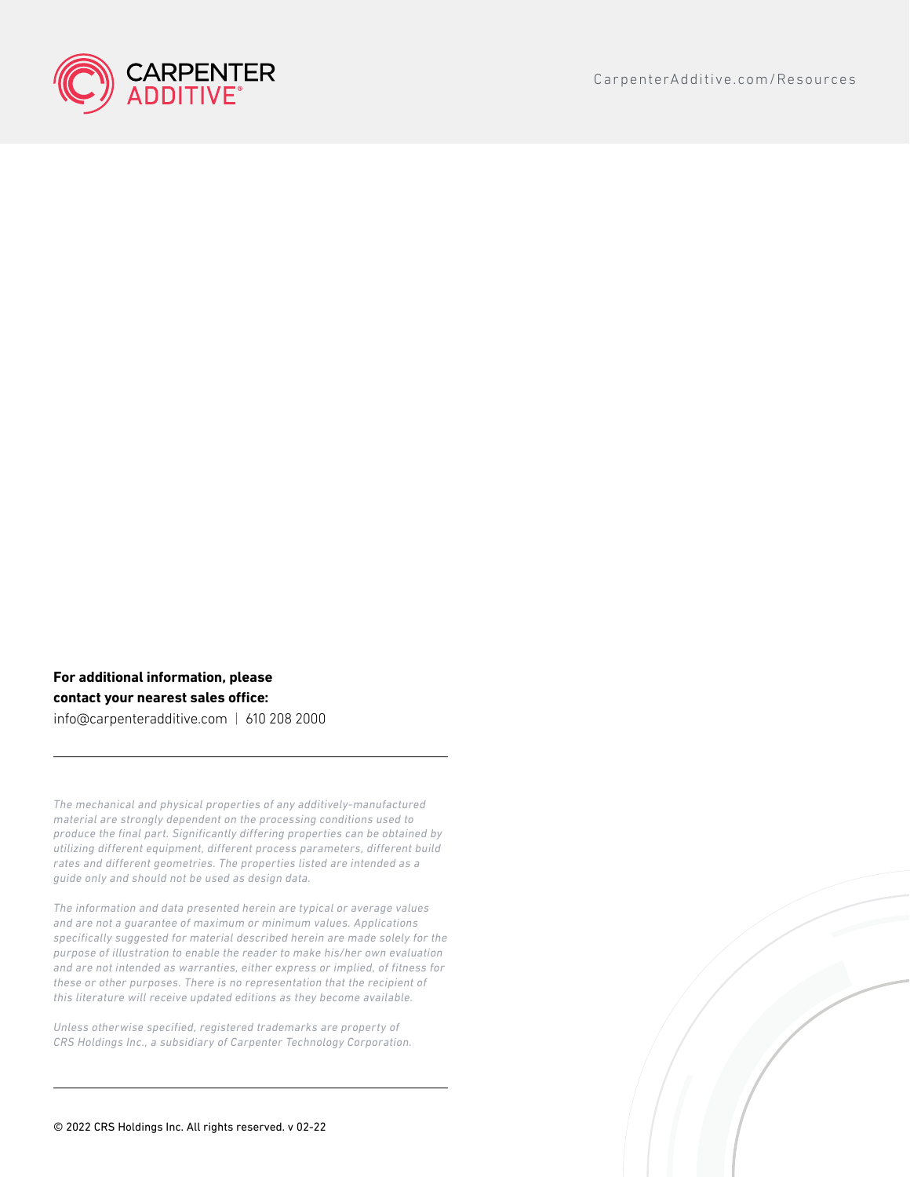**For additional information, please contact your nearest sales office:**
info@carpenteradditive.com | 610 208 2000

---

*The mechanical and physical properties of any additively-manufactured material are strongly dependent on the processing conditions used to produce the final part. Significantly differing properties can be obtained by utilizing different equipment, different process parameters, different build rates and different geometries. The properties listed are intended as a guide only and should not be used as design data.*

*The information and data presented herein are typical or average values and are not a guarantee of maximum or minimum values. Applications specifically suggested for material described herein are made solely for the purpose of illustration to enable the reader to make his/her own evaluation and are not intended as warranties, either express or implied, of fitness for these or other purposes. There is no representation that the recipient of this literature will receive updated editions as they become available.*

*Unless otherwise specified, registered trademarks are property of CRS Holdings Inc., a subsidiary of Carpenter Technology Corporation.*

---

© 2022 CRS Holdings Inc. All rights reserved. v 02-22